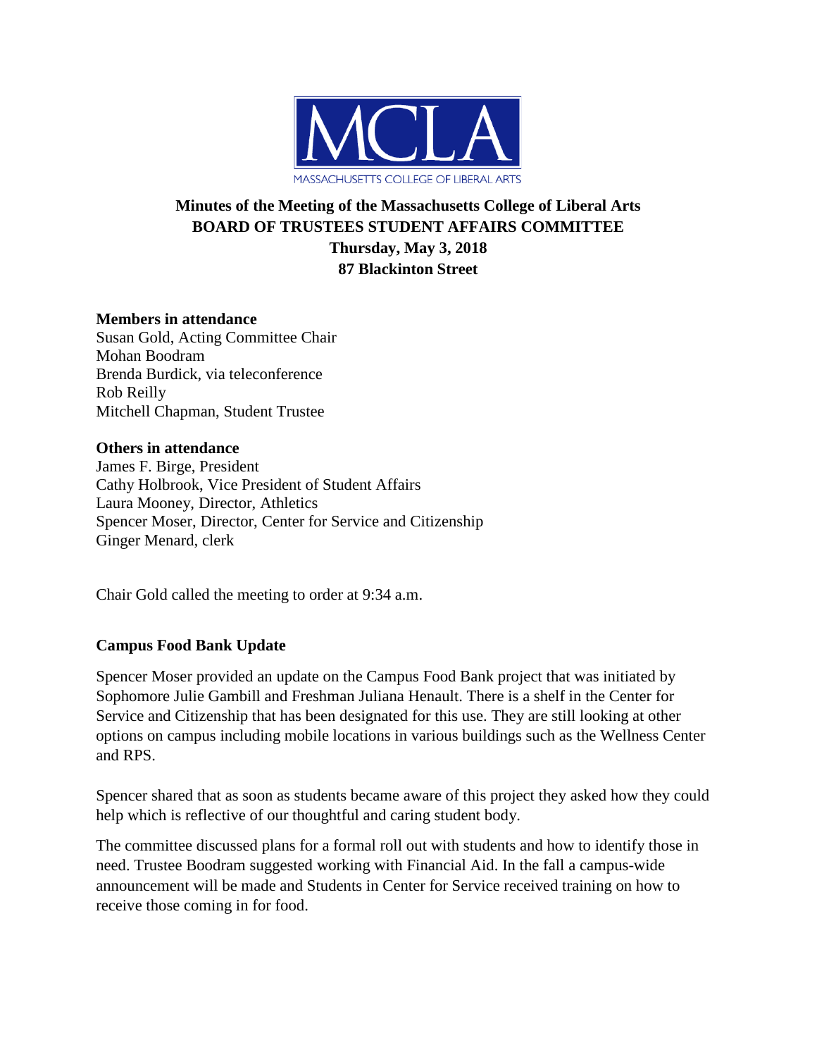MCLA

MASSACHUSETTS COLLEGE OF LIBERAL ARTS

# Minutes of the Meeting of the Massachusetts College of Liberal Arts BOARD OF TRUSTEES STUDENT AFFAIRS COMMITTEE

**Thursday, May 3, 2018**

**87 Blackinton Street**

**Members in attendance**

Susan Gold, Acting Committee Chair
Mohan Boodram
Brenda Burdick, via teleconference
Rob Reilly
Mitchell Chapman, Student Trustee

**Others in attendance**

James F. Birge, President
Cathy Holbrook, Vice President of Student Affairs
Laura Mooney, Director, Athletics
Spencer Moser, Director, Center for Service and Citizenship
Ginger Menard, clerk

Chair Gold called the meeting to order at 9:34 a.m.

## Campus Food Bank Update

Spencer Moser provided an update on the Campus Food Bank project that was initiated by Sophomore Julie Gambill and Freshman Juliana Henault. There is a shelf in the Center for Service and Citizenship that has been designated for this use. They are still looking at other options on campus including mobile locations in various buildings such as the Wellness Center and RPS.

Spencer shared that as soon as students became aware of this project they asked how they could help which is reflective of our thoughtful and caring student body.

The committee discussed plans for a formal roll out with students and how to identify those in need. Trustee Boodram suggested working with Financial Aid. In the fall a campus-wide announcement will be made and Students in Center for Service received training on how to receive those coming in for food.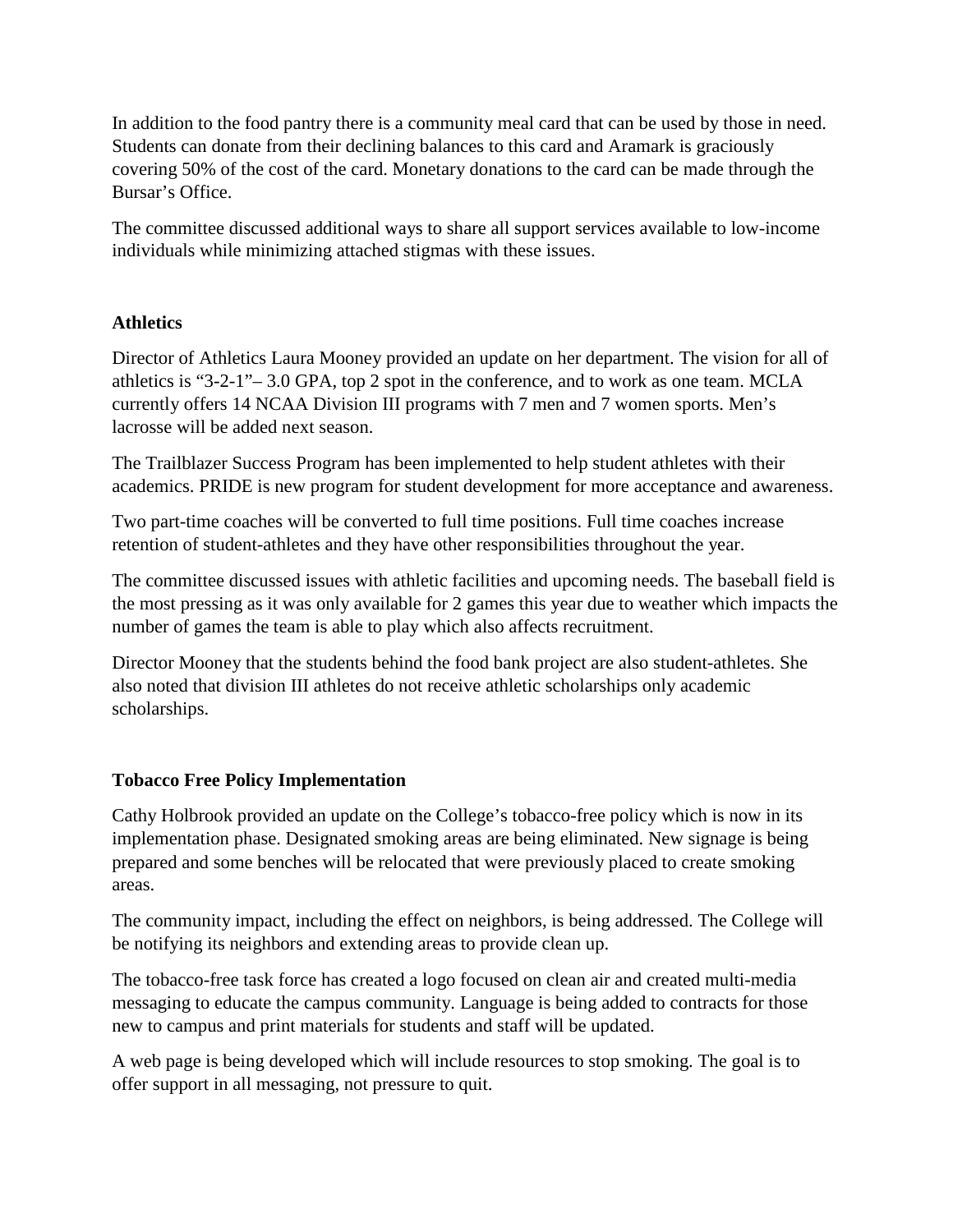In addition to the food pantry there is a community meal card that can be used by those in need. Students can donate from their declining balances to this card and Aramark is graciously covering 50% of the cost of the card. Monetary donations to the card can be made through the Bursar's Office.

The committee discussed additional ways to share all support services available to low-income individuals while minimizing attached stigmas with these issues.

**Athletics**

Director of Athletics Laura Mooney provided an update on her department. The vision for all of athletics is "3-2-1"– 3.0 GPA, top 2 spot in the conference, and to work as one team. MCLA currently offers 14 NCAA Division III programs with 7 men and 7 women sports. Men's lacrosse will be added next season.

The Trailblazer Success Program has been implemented to help student athletes with their academics. PRIDE is new program for student development for more acceptance and awareness.

Two part-time coaches will be converted to full time positions. Full time coaches increase retention of student-athletes and they have other responsibilities throughout the year.

The committee discussed issues with athletic facilities and upcoming needs. The baseball field is the most pressing as it was only available for 2 games this year due to weather which impacts the number of games the team is able to play which also affects recruitment.

Director Mooney that the students behind the food bank project are also student-athletes. She also noted that division III athletes do not receive athletic scholarships only academic scholarships.

**Tobacco Free Policy Implementation**

Cathy Holbrook provided an update on the College's tobacco-free policy which is now in its implementation phase. Designated smoking areas are being eliminated. New signage is being prepared and some benches will be relocated that were previously placed to create smoking areas.

The community impact, including the effect on neighbors, is being addressed. The College will be notifying its neighbors and extending areas to provide clean up.

The tobacco-free task force has created a logo focused on clean air and created multi-media messaging to educate the campus community. Language is being added to contracts for those new to campus and print materials for students and staff will be updated.

A web page is being developed which will include resources to stop smoking. The goal is to offer support in all messaging, not pressure to quit.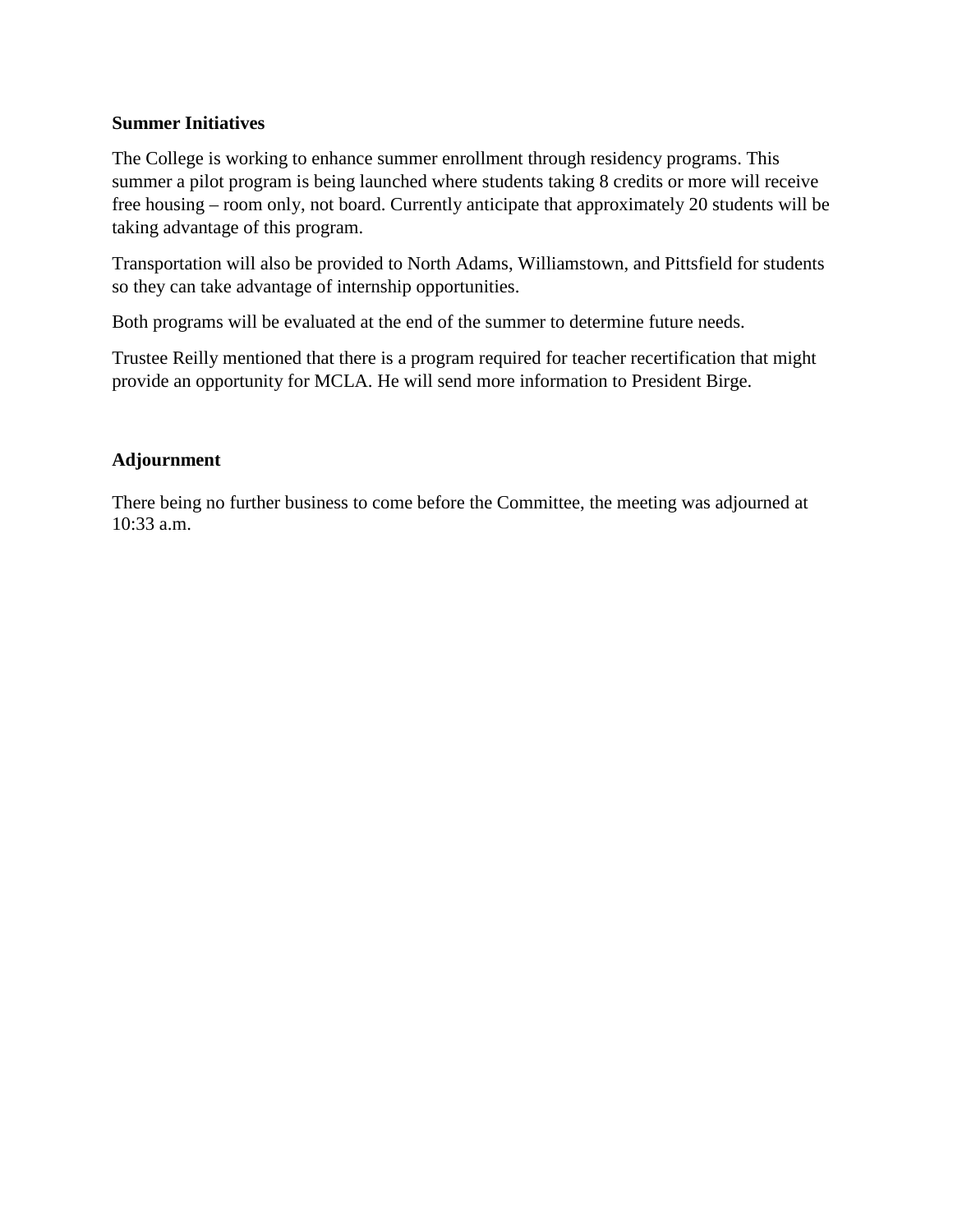**Summer Initiatives**

The College is working to enhance summer enrollment through residency programs. This summer a pilot program is being launched where students taking 8 credits or more will receive free housing – room only, not board. Currently anticipate that approximately 20 students will be taking advantage of this program.

Transportation will also be provided to North Adams, Williamstown, and Pittsfield for students so they can take advantage of internship opportunities.

Both programs will be evaluated at the end of the summer to determine future needs.

Trustee Reilly mentioned that there is a program required for teacher recertification that might provide an opportunity for MCLA. He will send more information to President Birge.

**Adjournment**

There being no further business to come before the Committee, the meeting was adjourned at 10:33 a.m.